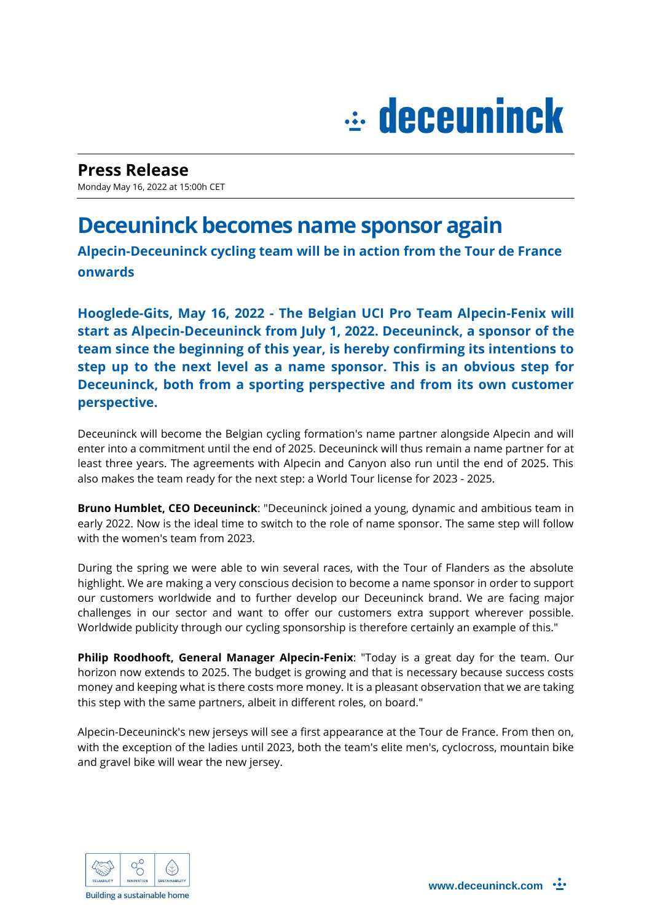## Press Release

Monday May 16, 2022 at 15:00h CET

# Deceuninck becomes name sponsor again

### Alpecin-Deceuninck cycling team will be in action from the Tour de France onwards

**Hooglede-Gits, May 16, 2022 - The Belgian UCI Pro Team Alpecin-Fenix will start as Alpecin-Deceuninck from July 1, 2022. Deceuninck, a sponsor of the team since the beginning of this year, is hereby confirming its intentions to step up to the next level as a name sponsor. This is an obvious step for Deceuninck, both from a sporting perspective and from its own customer perspective.**

Deceuninck will become the Belgian cycling formation's name partner alongside Alpecin and will enter into a commitment until the end of 2025. Deceuninck will thus remain a name partner for at least three years. The agreements with Alpecin and Canyon also run until the end of 2025. This also makes the team ready for the next step: a World Tour license for 2023 - 2025.

**Bruno Humblet, CEO Deceuninck**: "Deceuninck joined a young, dynamic and ambitious team in early 2022. Now is the ideal time to switch to the role of name sponsor. The same step will follow with the women's team from 2023.

During the spring we were able to win several races, with the Tour of Flanders as the absolute highlight. We are making a very conscious decision to become a name sponsor in order to support our customers worldwide and to further develop our Deceuninck brand. We are facing major challenges in our sector and want to offer our customers extra support wherever possible. Worldwide publicity through our cycling sponsorship is therefore certainly an example of this."

**Philip Roodhooft, General Manager Alpecin-Fenix**: "Today is a great day for the team. Our horizon now extends to 2025. The budget is growing and that is necessary because success costs money and keeping what is there costs more money. It is a pleasant observation that we are taking this step with the same partners, albeit in different roles, on board."

Alpecin-Deceuninck's new jerseys will see a first appearance at the Tour de France. From then on, with the exception of the ladies until 2023, both the team's elite men's, cyclocross, mountain bike and gravel bike will wear the new jersey.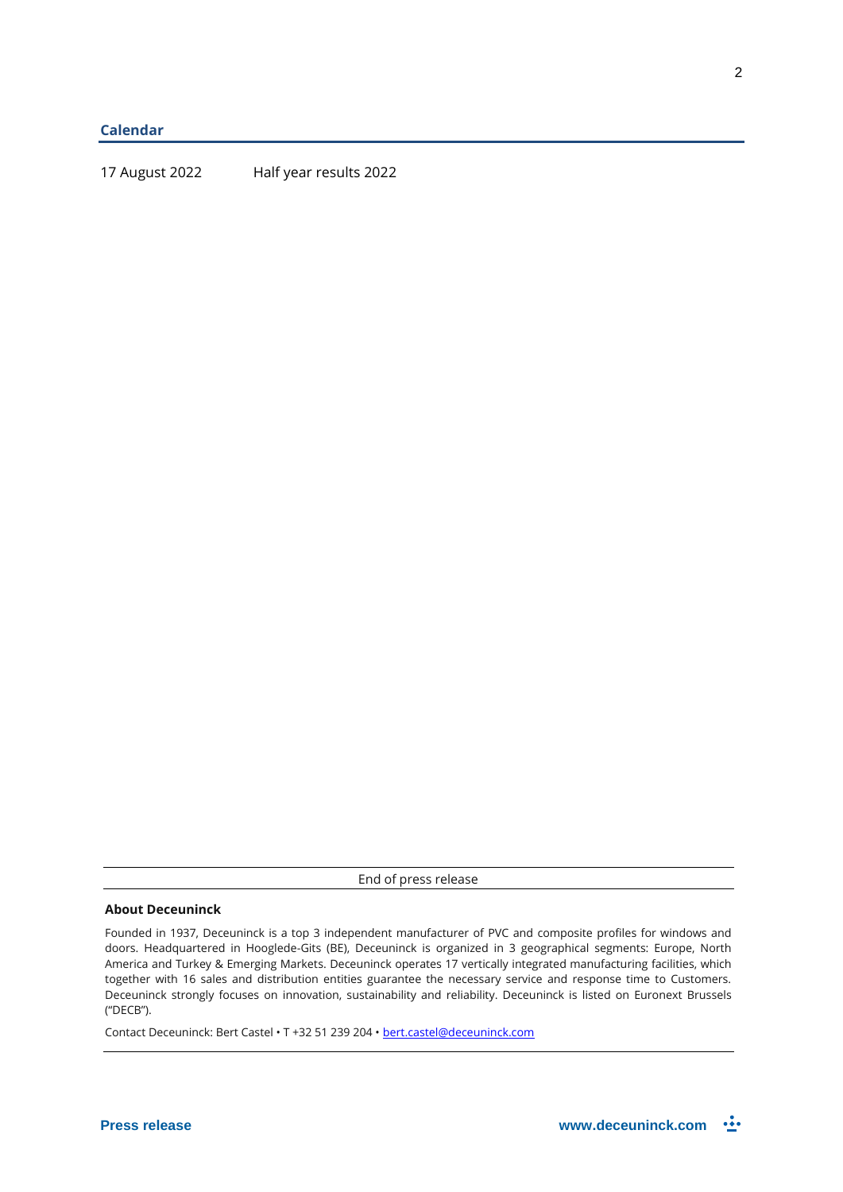## Calendar

17 August 2022 Half year results 2022

End of press release

**About Deceuninck**

Founded in 1937, Deceuninck is a top 3 independent manufacturer of PVC and composite profiles for windows and doors. Headquartered in Hooglede-Gits (BE), Deceuninck is organized in 3 geographical segments: Europe, North America and Turkey & Emerging Markets. Deceuninck operates 17 vertically integrated manufacturing facilities, which together with 16 sales and distribution entities guarantee the necessary service and response time to Customers. Deceuninck strongly focuses on innovation, sustainability and reliability. Deceuninck is listed on Euronext Brussels ("DECB").

Contact Deceuninck: Bert Castel • T +32 51 239 204 • bert.castel@deceuninck.com